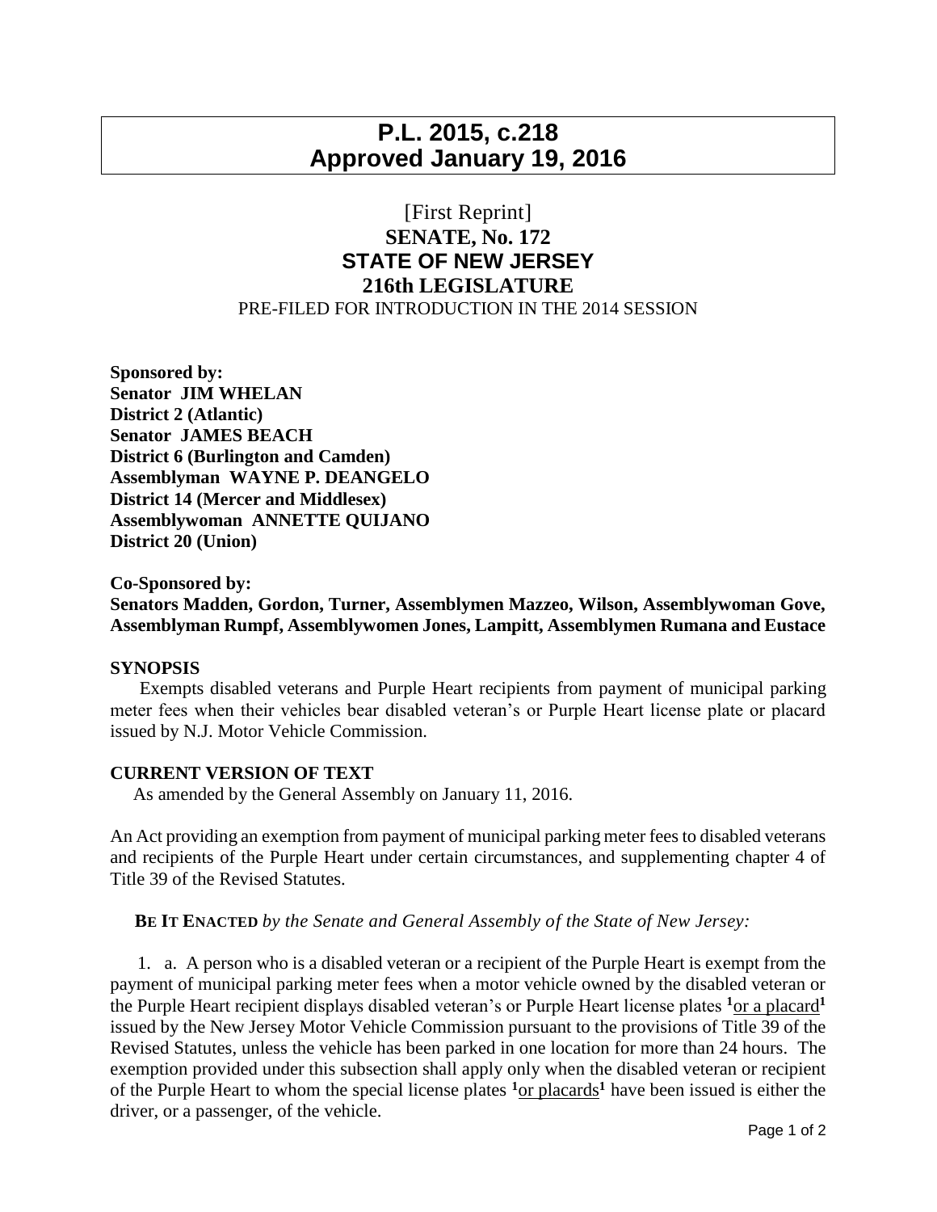# P.L. 2015, c.218
# Approved January 19, 2016

[First Reprint]

## SENATE, No. 172
## STATE OF NEW JERSEY
## 216th LEGISLATURE

PRE-FILED FOR INTRODUCTION IN THE 2014 SESSION

**Sponsored by:**
**Senator JIM WHELAN**
**District 2 (Atlantic)**
**Senator JAMES BEACH**
**District 6 (Burlington and Camden)**
**Assemblyman WAYNE P. DEANGELO**
**District 14 (Mercer and Middlesex)**
**Assemblywoman ANNETTE QUIJANO**
**District 20 (Union)**

**Co-Sponsored by:**
**Senators Madden, Gordon, Turner, Assemblymen Mazzeo, Wilson, Assemblywoman Gove, Assemblyman Rumpf, Assemblywomen Jones, Lampitt, Assemblymen Rumana and Eustace**

**SYNOPSIS**

Exempts disabled veterans and Purple Heart recipients from payment of municipal parking meter fees when their vehicles bear disabled veteran's or Purple Heart license plate or placard issued by N.J. Motor Vehicle Commission.

**CURRENT VERSION OF TEXT**

As amended by the General Assembly on January 11, 2016.

An Act providing an exemption from payment of municipal parking meter fees to disabled veterans and recipients of the Purple Heart under certain circumstances, and supplementing chapter 4 of Title 39 of the Revised Statutes.

**BE IT ENACTED** *by the Senate and General Assembly of the State of New Jersey:*

1. a. A person who is a disabled veteran or a recipient of the Purple Heart is exempt from the payment of municipal parking meter fees when a motor vehicle owned by the disabled veteran or the Purple Heart recipient displays disabled veteran's or Purple Heart license plates [1]<u>or a placard</u>[1] issued by the New Jersey Motor Vehicle Commission pursuant to the provisions of Title 39 of the Revised Statutes, unless the vehicle has been parked in one location for more than 24 hours. The exemption provided under this subsection shall apply only when the disabled veteran or recipient of the Purple Heart to whom the special license plates [1]<u>or placards</u>[1] have been issued is either the driver, or a passenger, of the vehicle.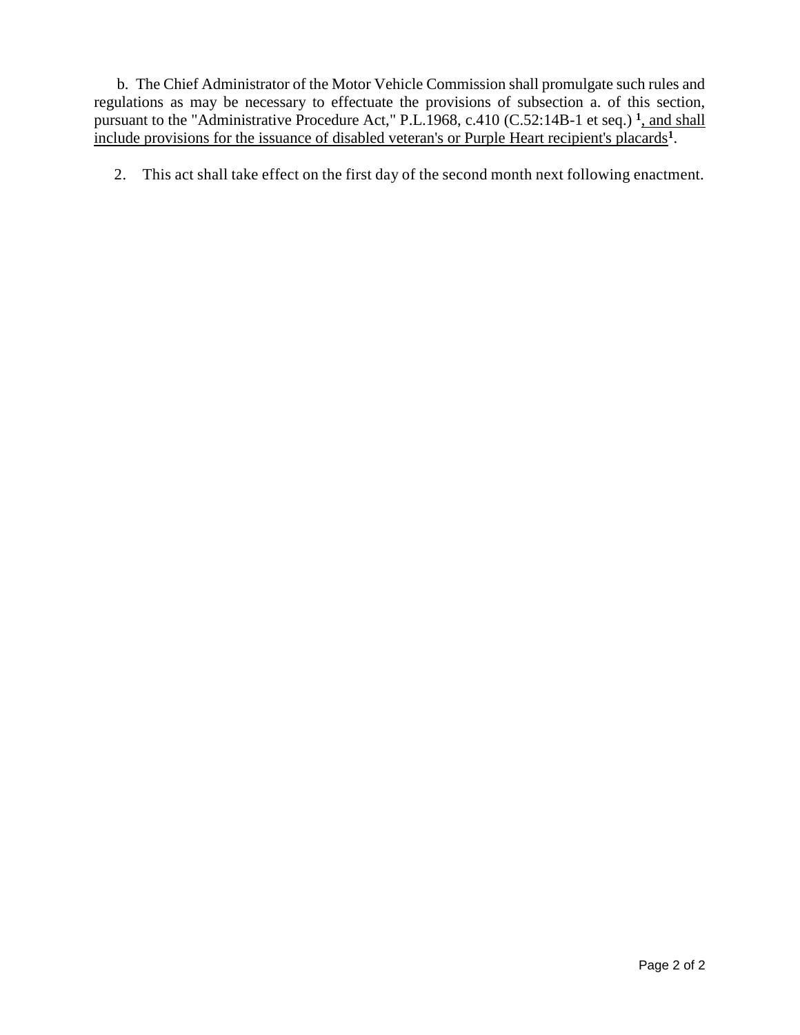b. The Chief Administrator of the Motor Vehicle Commission shall promulgate such rules and regulations as may be necessary to effectuate the provisions of subsection a. of this section, pursuant to the "Administrative Procedure Act," P.L.1968, c.410 (C.52:14B-1 et seq.) [1], and shall include provisions for the issuance of disabled veteran's or Purple Heart recipient's placards[1].

2. This act shall take effect on the first day of the second month next following enactment.